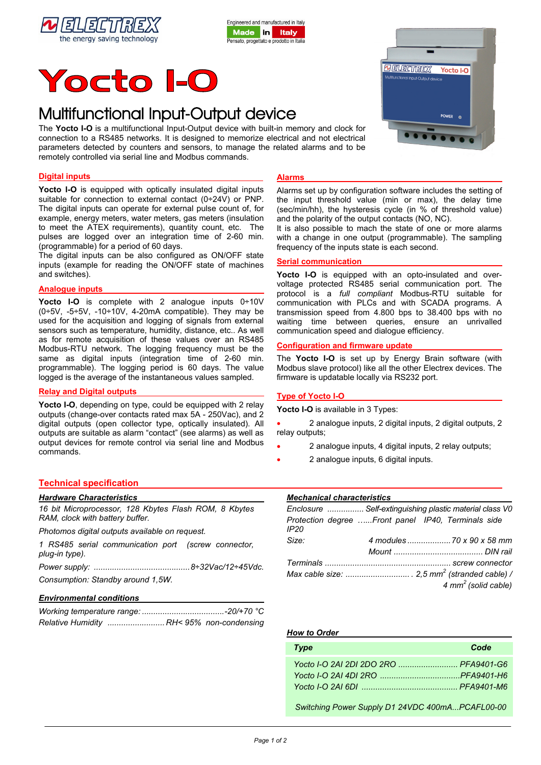ELECTREX the energy saving technology

Engineered and manufactured in Italy
Made in Italy
Pensato, progettato e prodotto in Italia

# Yocto I-O

## Multifunctional Input-Output device

The **Yocto I-O** is a multifunctional Input-Output device with built-in memory and clock for connection to a RS485 networks. It is designed to memorize electrical and not electrical parameters detected by counters and sensors, to manage the related alarms and to be remotely controlled via serial line and Modbus commands.

### Digital inputs

**Yocto I-O** is equipped with optically insulated digital inputs suitable for connection to external contact (0÷24V) or PNP. The digital inputs can operate for external pulse count of, for example, energy meters, water meters, gas meters (insulation to meet the ATEX requirements), quantity count, etc. The pulses are logged over an integration time of 2-60 min. (programmable) for a period of 60 days.
The digital inputs can be also configured as ON/OFF state inputs (example for reading the ON/OFF state of machines and switches).

### Analogue inputs

**Yocto I-O** is complete with 2 analogue inputs 0÷10V (0÷5V, -5÷5V, -10÷10V, 4-20mA compatible). They may be used for the acquisition and logging of signals from external sensors such as temperature, humidity, distance, etc.. As well as for remote acquisition of these values over an RS485 Modbus-RTU network. The logging frequency must be the same as digital inputs (integration time of 2-60 min. programmable). The logging period is 60 days. The value logged is the average of the instantaneous values sampled.

### Relay and Digital outputs

**Yocto I-O**, depending on type, could be equipped with 2 relay outputs (change-over contacts rated max 5A - 250Vac), and 2 digital outputs (open collector type, optically insulated). All outputs are suitable as alarm "contact" (see alarms) as well as output devices for remote control via serial line and Modbus commands.

### Alarms

Alarms set up by configuration software includes the setting of the input threshold value (min or max), the delay time (sec/min/hh), the hysteresis cycle (in % of threshold value) and the polarity of the output contacts (NO, NC).
It is also possible to mach the state of one or more alarms with a change in one output (programmable). The sampling frequency of the inputs state is each second.

### Serial communication

**Yocto I-O** is equipped with an opto-insulated and over-voltage protected RS485 serial communication port. The protocol is a *full compliant* Modbus-RTU suitable for communication with PLCs and with SCADA programs. A transmission speed from 4.800 bps to 38.400 bps with no waiting time between queries, ensure an unrivalled communication speed and dialogue efficiency.

### Configuration and firmware update

The **Yocto I-O** is set up by Energy Brain software (with Modbus slave protocol) like all the other Electrex devices. The firmware is updatable locally via RS232 port.

### Type of Yocto I-O

**Yocto I-O** is available in 3 Types:

- 2 analogue inputs, 2 digital inputs, 2 digital outputs, 2 relay outputs;
- 2 analogue inputs, 4 digital inputs, 2 relay outputs;
- 2 analogue inputs, 6 digital inputs.

## Technical specification

### *Hardware Characteristics*

*16 bit Microprocessor, 128 Kbytes Flash ROM, 8 Kbytes RAM, clock with battery buffer.*

*Photomos digital outputs available on request.*

*1 RS485 serial communication port (screw connector, plug-in type).*

*Power supply: .......................................... 8÷32Vac/12÷45Vdc.*

*Consumption: Standby around 1,5W.*

### *Environmental conditions*

*Working temperature range: .................................... -20/+70 °C*

*Relative Humidity ......................... RH< 95% non-condensing*

### *Mechanical characteristics*

*Enclosure ................ Self-extinguishing plastic material class V0*

*Protection degree ......Front panel IP40, Terminals side IP20*

*Size: 4 modules .................. 70 x 90 x 58 mm*

*Mount ....................................... DIN rail*

*Terminals ...................................................... screw connector*

*Max cable size: ............................ . 2,5 mm² (stranded cable) / 4 mm² (solid cable)*

### *How to Order*

| *Type* | *Code* |
|---|---|
| *Yocto I-O 2AI 2DI 2DO 2RO* | *PFA9401-G6* |
| *Yocto I-O 2AI 4DI 2RO* | *PFA9401-H6* |
| *Yocto I-O 2AI 6DI* | *PFA9401-M6* |
| *Switching Power Supply D1 24VDC 400mA* | *PCAFL00-00* |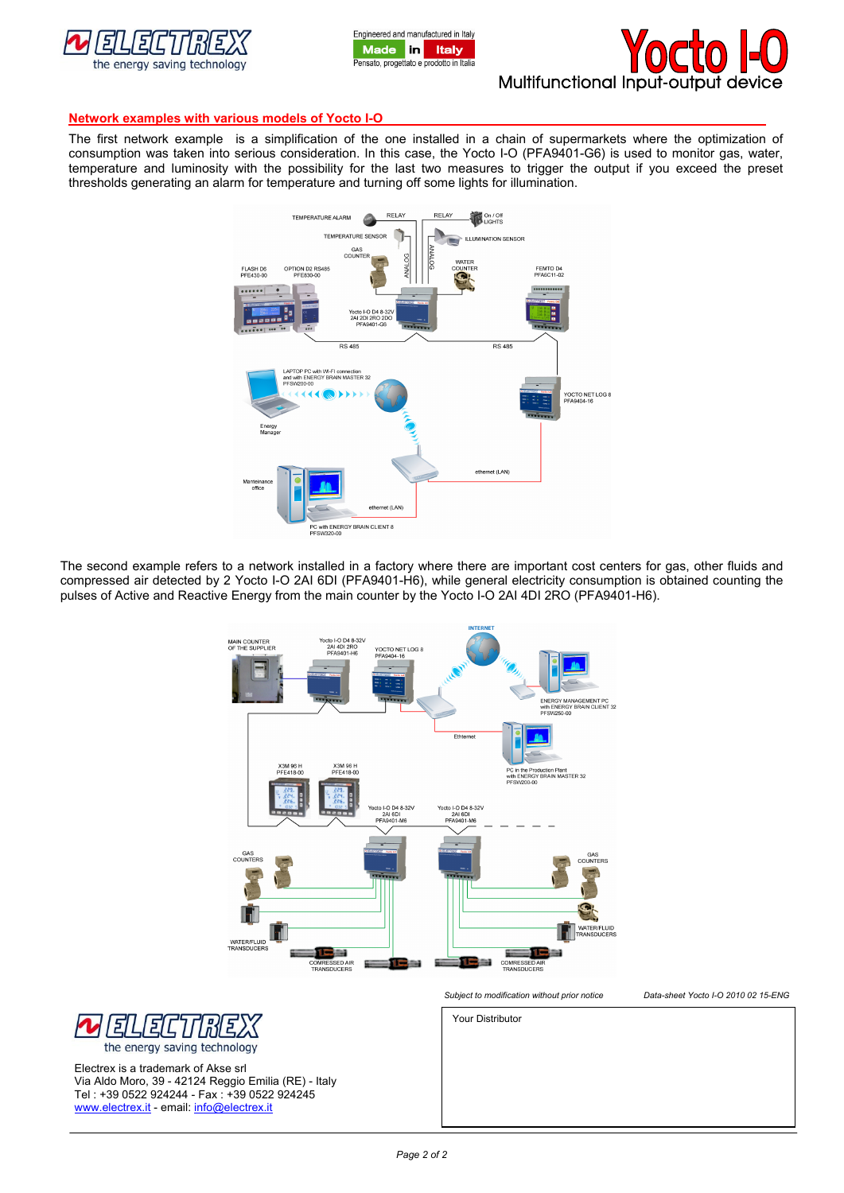## Network examples with various models of Yocto I-O

The first network example is a simplification of the one installed in a chain of supermarkets where the optimization of consumption was taken into serious consideration. In this case, the Yocto I-O (PFA9401-G6) is used to monitor gas, water, temperature and luminosity with the possibility for the last two measures to trigger the output if you exceed the preset thresholds generating an alarm for temperature and turning off some lights for illumination.

TEMPERATURE ALARM
RELAY
RELAY
On / Off LIGHTS
TEMPERATURE SENSOR
ILLUMINATION SENSOR
GAS COUNTER
ANALOG
ANALOG
WATER COUNTER
FLASH D6 PFE430-00
OPTION D2 RS485 PFE830-00
FEMTO D4 PFA6C11-02
Yocto I-O D4 8-32V 2AI 2DI 2RO 2DO PFA9401-G6
RS 485
RS 485
LAPTOP PC with Wi-Fi connection and with ENERGY BRAIN MASTER 32 PFSW200-00
Energy Manager
YOCTO NET LOG 8 PFA9404-16
ethernet (LAN)
Manteinance office
ethernet (LAN)
PC with ENERGY BRAIN CLIENT 8 PFSW320-00

The second example refers to a network installed in a factory where there are important cost centers for gas, other fluids and compressed air detected by 2 Yocto I-O 2AI 6DI (PFA9401-H6), while general electricity consumption is obtained counting the pulses of Active and Reactive Energy from the main counter by the Yocto I-O 2AI 4DI 2RO (PFA9401-H6).

MAIN COUNTER OF THE SUPPLIER
Yocto I-O D4 8-32V 2AI 4DI 2RO PFA9401-H6
YOCTO NET LOG 8 PFA9404-16
INTERNET
ENERGY MANAGEMENT PC with ENERGY BRAIN CLIENT 32 PFSW250-00
Ethernet
X3M 96 H PFE418-00
X3M 96 H PFE418-00
PC in the Production Plant with ENERGY BRAIN MASTER 32 PFSW200-00
Yocto I-O D4 8-32V 2AI 6DI PFA9401-M6
Yocto I-O D4 8-32V 2AI 6DI PFA9401-M6
GAS COUNTERS
GAS COUNTERS
WATER/FLUID TRANSDUCERS
WATER/FLUID TRANSDUCERS
COMPRESSED AIR TRANSDUCERS
COMPRESSED AIR TRANSDUCERS

*Subject to modification without prior notice*

*Data-sheet Yocto I-O 2010 02 15-ENG*

ELECTREX
the energy saving technology

Electrex is a trademark of Akse srl
Via Aldo Moro, 39 - 42124 Reggio Emilia (RE) - Italy
Tel : +39 0522 924244 - Fax : +39 0522 924245
www.electrex.it - email: info@electrex.it

Your Distributor